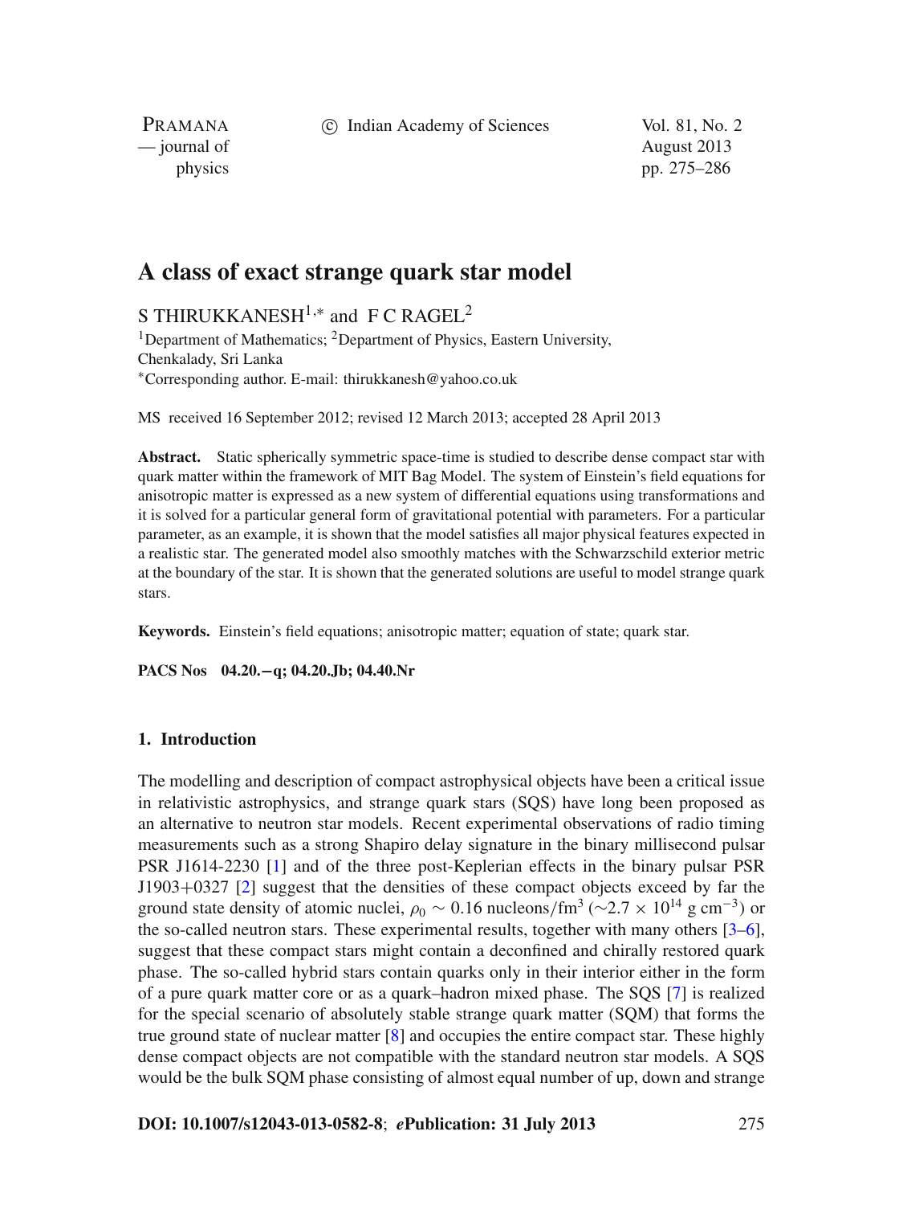# A class of exact strange quark star model

S THIRUKKANESH[1,*] and F C RAGEL[2]

[1]Department of Mathematics; [2]Department of Physics, Eastern University, Chenkalady, Sri Lanka

[*]Corresponding author. E-mail: thirukkanesh@yahoo.co.uk

MS received 16 September 2012; revised 12 March 2013; accepted 28 April 2013

**Abstract.** Static spherically symmetric space-time is studied to describe dense compact star with quark matter within the framework of MIT Bag Model. The system of Einstein's field equations for anisotropic matter is expressed as a new system of differential equations using transformations and it is solved for a particular general form of gravitational potential with parameters. For a particular parameter, as an example, it is shown that the model satisfies all major physical features expected in a realistic star. The generated model also smoothly matches with the Schwarzschild exterior metric at the boundary of the star. It is shown that the generated solutions are useful to model strange quark stars.

**Keywords.** Einstein's field equations; anisotropic matter; equation of state; quark star.

**PACS Nos** 04.20.−q; 04.20.Jb; 04.40.Nr

## 1. Introduction

The modelling and description of compact astrophysical objects have been a critical issue in relativistic astrophysics, and strange quark stars (SQS) have long been proposed as an alternative to neutron star models. Recent experimental observations of radio timing measurements such as a strong Shapiro delay signature in the binary millisecond pulsar PSR J1614-2230 [1] and of the three post-Keplerian effects in the binary pulsar PSR J1903+0327 [2] suggest that the densities of these compact objects exceed by far the ground state density of atomic nuclei, $\rho_0 \sim 0.16$ nucleons/fm$^3$ ($\sim 2.7 \times 10^{14}$ g cm$^{-3}$) or the so-called neutron stars. These experimental results, together with many others [3–6], suggest that these compact stars might contain a deconfined and chirally restored quark phase. The so-called hybrid stars contain quarks only in their interior either in the form of a pure quark matter core or as a quark–hadron mixed phase. The SQS [7] is realized for the special scenario of absolutely stable strange quark matter (SQM) that forms the true ground state of nuclear matter [8] and occupies the entire compact star. These highly dense compact objects are not compatible with the standard neutron star models. A SQS would be the bulk SQM phase consisting of almost equal number of up, down and strange

**DOI: 10.1007/s12043-013-0582-8**; ***e*Publication: 31 July 2013**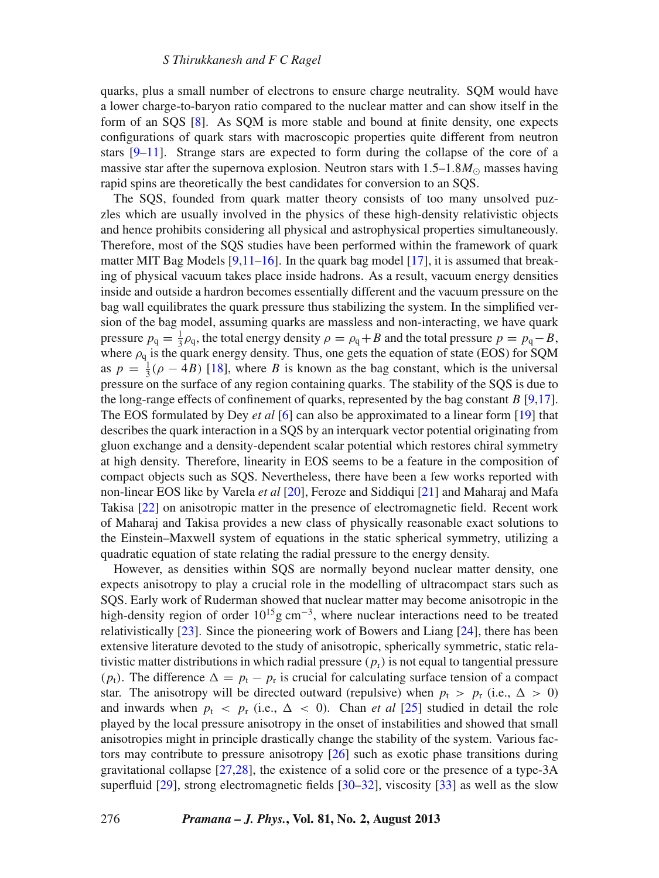quarks, plus a small number of electrons to ensure charge neutrality. SQM would have a lower charge-to-baryon ratio compared to the nuclear matter and can show itself in the form of an SQS [8]. As SQM is more stable and bound at finite density, one expects configurations of quark stars with macroscopic properties quite different from neutron stars [9–11]. Strange stars are expected to form during the collapse of the core of a massive star after the supernova explosion. Neutron stars with 1.5–1.8$M_{\odot}$ masses having rapid spins are theoretically the best candidates for conversion to an SQS.

The SQS, founded from quark matter theory consists of too many unsolved puzzles which are usually involved in the physics of these high-density relativistic objects and hence prohibits considering all physical and astrophysical properties simultaneously. Therefore, most of the SQS studies have been performed within the framework of quark matter MIT Bag Models [9,11–16]. In the quark bag model [17], it is assumed that breaking of physical vacuum takes place inside hadrons. As a result, vacuum energy densities inside and outside a hardron becomes essentially different and the vacuum pressure on the bag wall equilibrates the quark pressure thus stabilizing the system. In the simplified version of the bag model, assuming quarks are massless and non-interacting, we have quark pressure $p_{\mathrm{q}} = \frac{1}{3}\rho_{\mathrm{q}}$, the total energy density $\rho = \rho_{\mathrm{q}} + B$ and the total pressure $p = p_{\mathrm{q}} - B$, where $\rho_{\mathrm{q}}$ is the quark energy density. Thus, one gets the equation of state (EOS) for SQM as $p = \frac{1}{3}(\rho - 4B)$ [18], where $B$ is known as the bag constant, which is the universal pressure on the surface of any region containing quarks. The stability of the SQS is due to the long-range effects of confinement of quarks, represented by the bag constant $B$ [9,17]. The EOS formulated by Dey *et al* [6] can also be approximated to a linear form [19] that describes the quark interaction in a SQS by an interquark vector potential originating from gluon exchange and a density-dependent scalar potential which restores chiral symmetry at high density. Therefore, linearity in EOS seems to be a feature in the composition of compact objects such as SQS. Nevertheless, there have been a few works reported with non-linear EOS like by Varela *et al* [20], Feroze and Siddiqui [21] and Maharaj and Mafa Takisa [22] on anisotropic matter in the presence of electromagnetic field. Recent work of Maharaj and Takisa provides a new class of physically reasonable exact solutions to the Einstein–Maxwell system of equations in the static spherical symmetry, utilizing a quadratic equation of state relating the radial pressure to the energy density.

However, as densities within SQS are normally beyond nuclear matter density, one expects anisotropy to play a crucial role in the modelling of ultracompact stars such as SQS. Early work of Ruderman showed that nuclear matter may become anisotropic in the high-density region of order $10^{15}$g cm$^{-3}$, where nuclear interactions need to be treated relativistically [23]. Since the pioneering work of Bowers and Liang [24], there has been extensive literature devoted to the study of anisotropic, spherically symmetric, static relativistic matter distributions in which radial pressure ($p_{\mathrm{r}}$) is not equal to tangential pressure ($p_{\mathrm{t}}$). The difference $\Delta = p_{\mathrm{t}} - p_{\mathrm{r}}$ is crucial for calculating surface tension of a compact star. The anisotropy will be directed outward (repulsive) when $p_{\mathrm{t}} > p_{\mathrm{r}}$ (i.e., $\Delta > 0$) and inwards when $p_{\mathrm{t}} < p_{\mathrm{r}}$ (i.e., $\Delta < 0$). Chan *et al* [25] studied in detail the role played by the local pressure anisotropy in the onset of instabilities and showed that small anisotropies might in principle drastically change the stability of the system. Various factors may contribute to pressure anisotropy [26] such as exotic phase transitions during gravitational collapse [27,28], the existence of a solid core or the presence of a type-3A superfluid [29], strong electromagnetic fields [30–32], viscosity [33] as well as the slow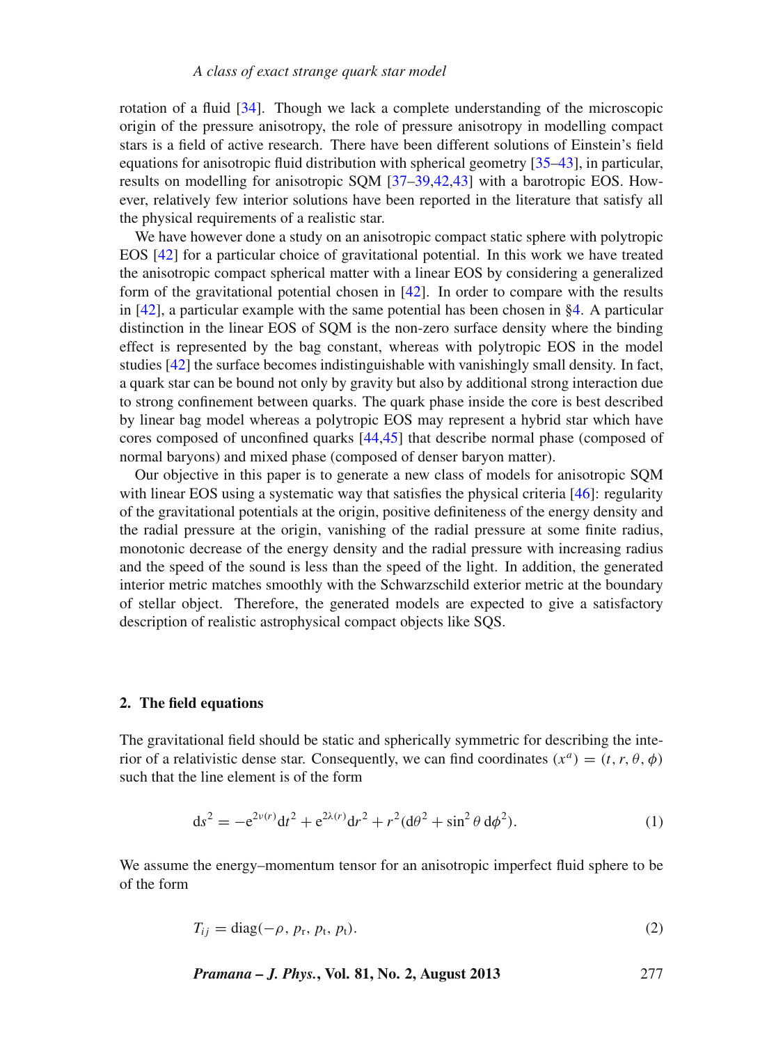rotation of a fluid [34]. Though we lack a complete understanding of the microscopic origin of the pressure anisotropy, the role of pressure anisotropy in modelling compact stars is a field of active research. There have been different solutions of Einstein's field equations for anisotropic fluid distribution with spherical geometry [35–43], in particular, results on modelling for anisotropic SQM [37–39,42,43] with a barotropic EOS. However, relatively few interior solutions have been reported in the literature that satisfy all the physical requirements of a realistic star.

We have however done a study on an anisotropic compact static sphere with polytropic EOS [42] for a particular choice of gravitational potential. In this work we have treated the anisotropic compact spherical matter with a linear EOS by considering a generalized form of the gravitational potential chosen in [42]. In order to compare with the results in [42], a particular example with the same potential has been chosen in §4. A particular distinction in the linear EOS of SQM is the non-zero surface density where the binding effect is represented by the bag constant, whereas with polytropic EOS in the model studies [42] the surface becomes indistinguishable with vanishingly small density. In fact, a quark star can be bound not only by gravity but also by additional strong interaction due to strong confinement between quarks. The quark phase inside the core is best described by linear bag model whereas a polytropic EOS may represent a hybrid star which have cores composed of unconfined quarks [44,45] that describe normal phase (composed of normal baryons) and mixed phase (composed of denser baryon matter).

Our objective in this paper is to generate a new class of models for anisotropic SQM with linear EOS using a systematic way that satisfies the physical criteria [46]: regularity of the gravitational potentials at the origin, positive definiteness of the energy density and the radial pressure at the origin, vanishing of the radial pressure at some finite radius, monotonic decrease of the energy density and the radial pressure with increasing radius and the speed of the sound is less than the speed of the light. In addition, the generated interior metric matches smoothly with the Schwarzschild exterior metric at the boundary of stellar object. Therefore, the generated models are expected to give a satisfactory description of realistic astrophysical compact objects like SQS.

## 2. The field equations

The gravitational field should be static and spherically symmetric for describing the interior of a relativistic dense star. Consequently, we can find coordinates $(x^a) = (t, r, \theta, \phi)$ such that the line element is of the form

$$ds^2 = -e^{2\nu(r)}dt^2 + e^{2\lambda(r)}dr^2 + r^2(d\theta^2 + \sin^2\theta\, d\phi^2). \tag{1}$$

We assume the energy–momentum tensor for an anisotropic imperfect fluid sphere to be of the form

$$T_{ij} = \mathrm{diag}(-\rho, p_r, p_t, p_t). \tag{2}$$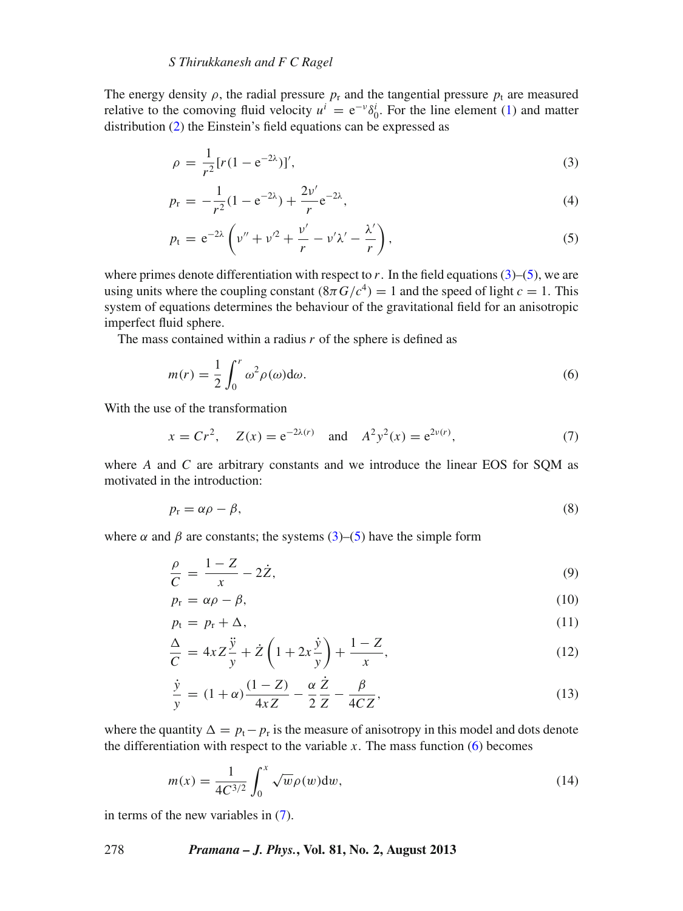The energy density $\rho$, the radial pressure $p_{\mathrm{r}}$ and the tangential pressure $p_{\mathrm{t}}$ are measured relative to the comoving fluid velocity $u^i = \mathrm{e}^{-\nu}\delta^i_0$. For the line element (1) and matter distribution (2) the Einstein's field equations can be expressed as

$$\rho = \frac{1}{r^2}[r(1-\mathrm{e}^{-2\lambda})]', \tag{3}$$

$$p_{\mathrm{r}} = -\frac{1}{r^2}(1-\mathrm{e}^{-2\lambda}) + \frac{2\nu'}{r}\mathrm{e}^{-2\lambda}, \tag{4}$$

$$p_{\mathrm{t}} = \mathrm{e}^{-2\lambda}\left(\nu'' + \nu'^2 + \frac{\nu'}{r} - \nu'\lambda' - \frac{\lambda'}{r}\right), \tag{5}$$

where primes denote differentiation with respect to $r$. In the field equations (3)–(5), we are using units where the coupling constant $(8\pi G/c^4) = 1$ and the speed of light $c = 1$. This system of equations determines the behaviour of the gravitational field for an anisotropic imperfect fluid sphere.

The mass contained within a radius $r$ of the sphere is defined as

$$m(r) = \frac{1}{2}\int_0^r \omega^2 \rho(\omega)\mathrm{d}\omega. \tag{6}$$

With the use of the transformation

$$x = Cr^2, \quad Z(x) = \mathrm{e}^{-2\lambda(r)} \quad \text{and} \quad A^2y^2(x) = \mathrm{e}^{2\nu(r)}, \tag{7}$$

where $A$ and $C$ are arbitrary constants and we introduce the linear EOS for SQM as motivated in the introduction:

$$p_{\mathrm{r}} = \alpha\rho - \beta, \tag{8}$$

where $\alpha$ and $\beta$ are constants; the systems (3)–(5) have the simple form

$$\frac{\rho}{C} = \frac{1-Z}{x} - 2\dot{Z}, \tag{9}$$

$$p_{\mathrm{r}} = \alpha\rho - \beta, \tag{10}$$

$$p_{\mathrm{t}} = p_{\mathrm{r}} + \Delta, \tag{11}$$

$$\frac{\Delta}{C} = 4xZ\frac{\ddot{y}}{y} + \dot{Z}\left(1 + 2x\frac{\dot{y}}{y}\right) + \frac{1-Z}{x}, \tag{12}$$

$$\frac{\dot{y}}{y} = (1+\alpha)\frac{(1-Z)}{4xZ} - \frac{\alpha}{2}\frac{\dot{Z}}{Z} - \frac{\beta}{4CZ}, \tag{13}$$

where the quantity $\Delta = p_{\mathrm{t}} - p_{\mathrm{r}}$ is the measure of anisotropy in this model and dots denote the differentiation with respect to the variable $x$. The mass function (6) becomes

$$m(x) = \frac{1}{4C^{3/2}}\int_0^x \sqrt{w}\rho(w)\mathrm{d}w, \tag{14}$$

in terms of the new variables in (7).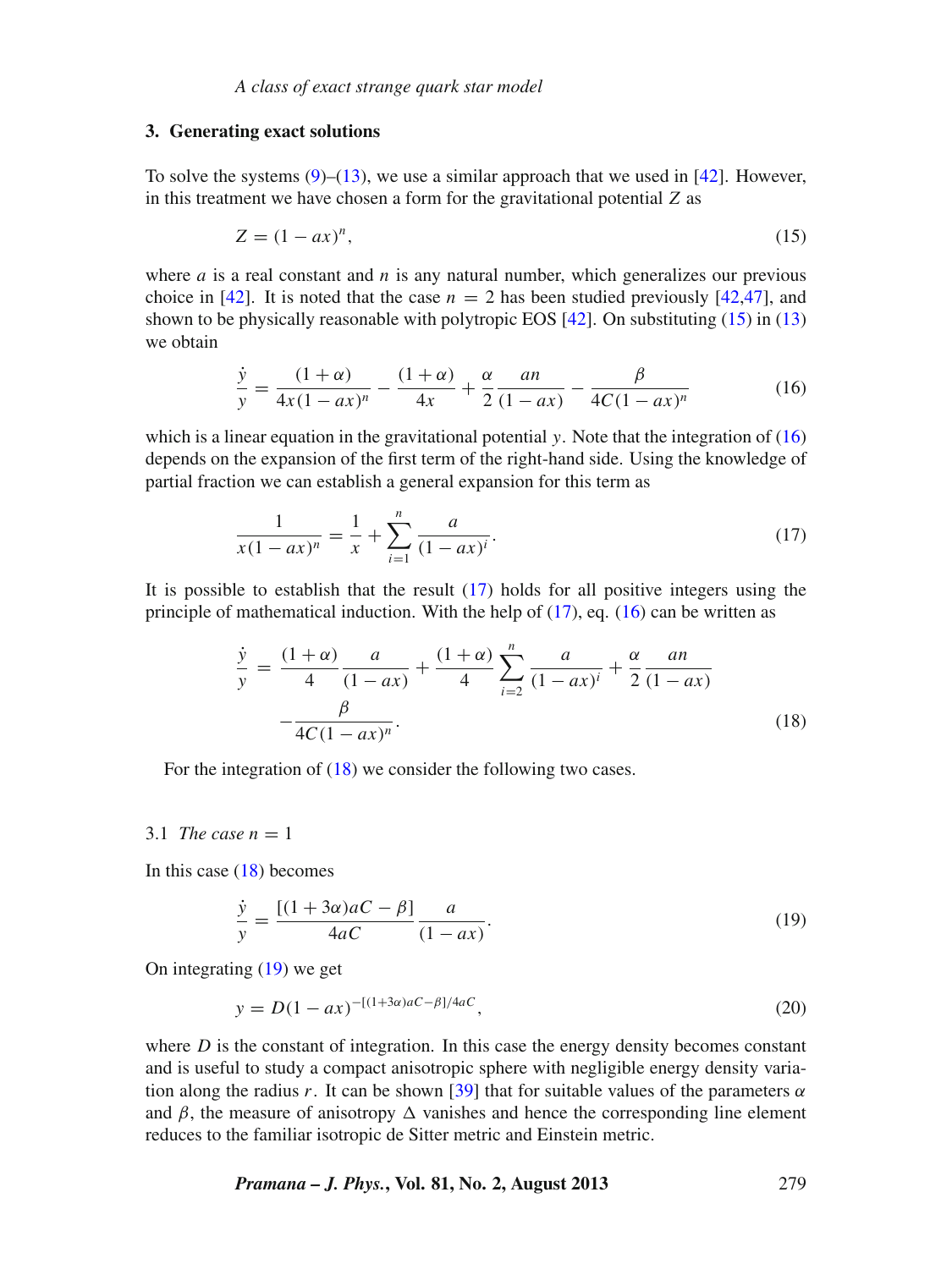## 3. Generating exact solutions

To solve the systems (9)–(13), we use a similar approach that we used in [42]. However, in this treatment we have chosen a form for the gravitational potential $Z$ as

$$Z = (1 - ax)^n, \tag{15}$$

where $a$ is a real constant and $n$ is any natural number, which generalizes our previous choice in [42]. It is noted that the case $n = 2$ has been studied previously [42,47], and shown to be physically reasonable with polytropic EOS [42]. On substituting (15) in (13) we obtain

$$\frac{\dot{y}}{y} = \frac{(1+\alpha)}{4x(1-ax)^n} - \frac{(1+\alpha)}{4x} + \frac{\alpha}{2}\frac{an}{(1-ax)} - \frac{\beta}{4C(1-ax)^n} \tag{16}$$

which is a linear equation in the gravitational potential $y$. Note that the integration of (16) depends on the expansion of the first term of the right-hand side. Using the knowledge of partial fraction we can establish a general expansion for this term as

$$\frac{1}{x(1-ax)^n} = \frac{1}{x} + \sum_{i=1}^{n} \frac{a}{(1-ax)^i}. \tag{17}$$

It is possible to establish that the result (17) holds for all positive integers using the principle of mathematical induction. With the help of (17), eq. (16) can be written as

$$\begin{aligned}\frac{\dot{y}}{y} = {} & \frac{(1+\alpha)}{4}\frac{a}{(1-ax)} + \frac{(1+\alpha)}{4}\sum_{i=2}^{n}\frac{a}{(1-ax)^i} + \frac{\alpha}{2}\frac{an}{(1-ax)} \\ & - \frac{\beta}{4C(1-ax)^n}.\end{aligned} \tag{18}$$

For the integration of (18) we consider the following two cases.

### 3.1 *The case* $n = 1$

In this case (18) becomes

$$\frac{\dot{y}}{y} = \frac{[(1+3\alpha)aC - \beta]}{4aC}\frac{a}{(1-ax)}. \tag{19}$$

On integrating (19) we get

$$y = D(1-ax)^{-[(1+3\alpha)aC-\beta]/4aC}, \tag{20}$$

where $D$ is the constant of integration. In this case the energy density becomes constant and is useful to study a compact anisotropic sphere with negligible energy density variation along the radius $r$. It can be shown [39] that for suitable values of the parameters $\alpha$ and $\beta$, the measure of anisotropy $\Delta$ vanishes and hence the corresponding line element reduces to the familiar isotropic de Sitter metric and Einstein metric.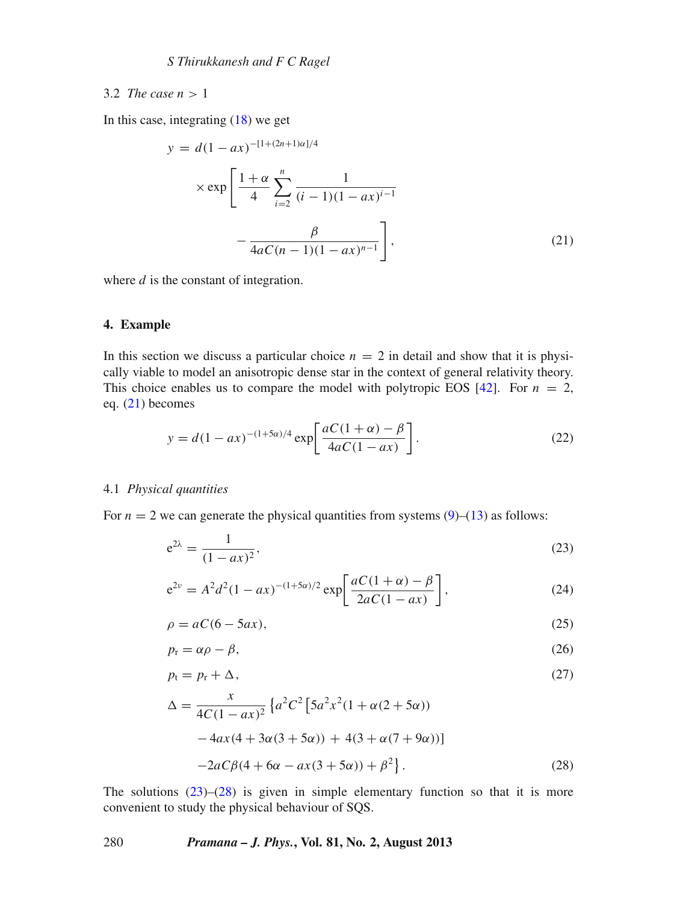### 3.2 *The case* $n > 1$

In this case, integrating (18) we get

$$y = d(1-ax)^{-[1+(2n+1)\alpha]/4} \times \exp\left[\frac{1+\alpha}{4}\sum_{i=2}^{n}\frac{1}{(i-1)(1-ax)^{i-1}} - \frac{\beta}{4aC(n-1)(1-ax)^{n-1}}\right], \tag{21}$$

where $d$ is the constant of integration.

## 4. Example

In this section we discuss a particular choice $n = 2$ in detail and show that it is physically viable to model an anisotropic dense star in the context of general relativity theory. This choice enables us to compare the model with polytropic EOS [42]. For $n = 2$, eq. (21) becomes

$$y = d(1-ax)^{-(1+5\alpha)/4}\exp\left[\frac{aC(1+\alpha)-\beta}{4aC(1-ax)}\right]. \tag{22}$$

### 4.1 *Physical quantities*

For $n = 2$ we can generate the physical quantities from systems (9)–(13) as follows:

$$e^{2\lambda} = \frac{1}{(1-ax)^2}, \tag{23}$$

$$e^{2\nu} = A^2d^2(1-ax)^{-(1+5\alpha)/2}\exp\left[\frac{aC(1+\alpha)-\beta}{2aC(1-ax)}\right], \tag{24}$$

$$\rho = aC(6-5ax), \tag{25}$$

$$p_r = \alpha\rho - \beta, \tag{26}$$

$$p_t = p_r + \Delta, \tag{27}$$

$$\Delta = \frac{x}{4C(1-ax)^2}\left\{a^2C^2\left[5a^2x^2(1+\alpha(2+5\alpha)) - 4ax(4+3\alpha(3+5\alpha)) + 4(3+\alpha(7+9\alpha))\right] - 2aC\beta(4+6\alpha-ax(3+5\alpha)) + \beta^2\right\}. \tag{28}$$

The solutions (23)–(28) is given in simple elementary function so that it is more convenient to study the physical behaviour of SQS.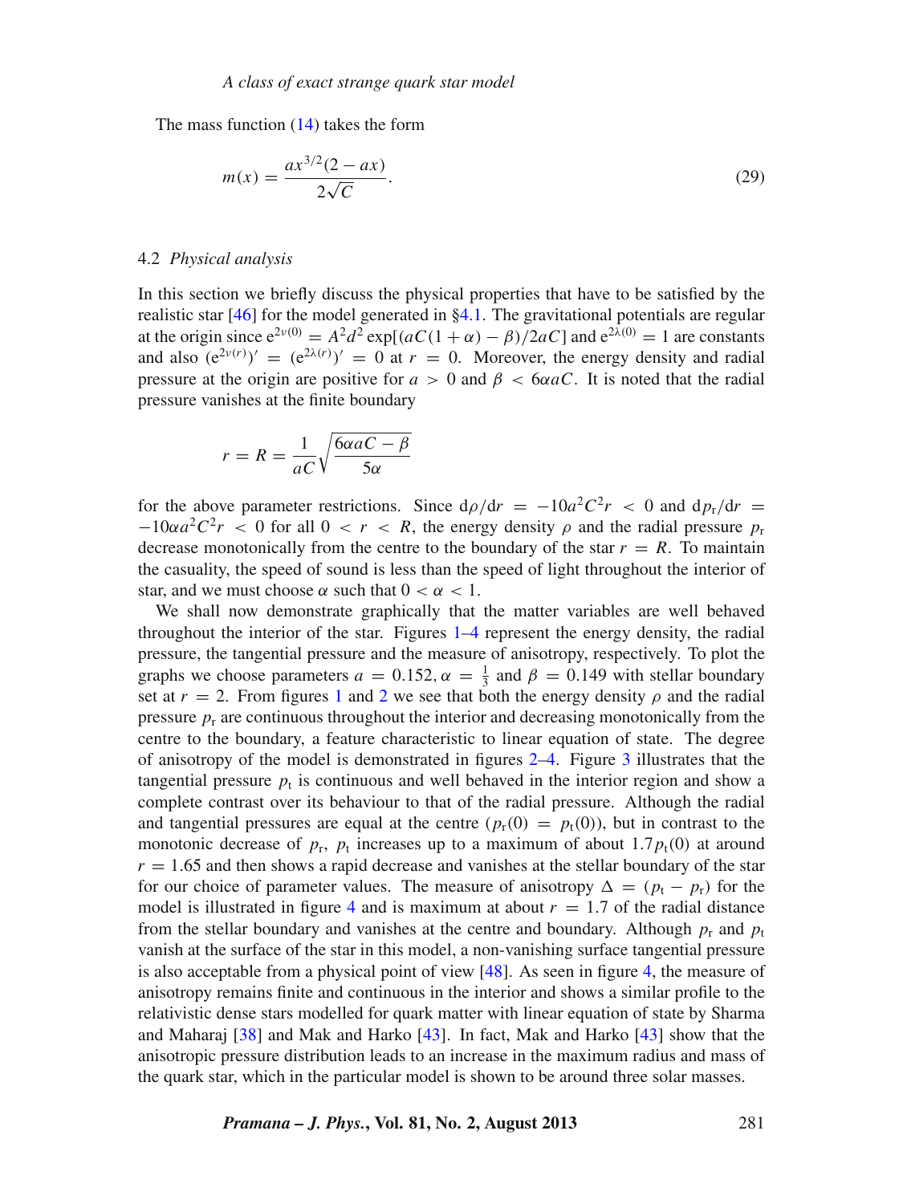The mass function (14) takes the form

$$m(x) = \frac{ax^{3/2}(2 - ax)}{2\sqrt{C}}. \tag{29}$$

### 4.2 *Physical analysis*

In this section we briefly discuss the physical properties that have to be satisfied by the realistic star [46] for the model generated in §4.1. The gravitational potentials are regular at the origin since $e^{2\nu(0)} = A^2 d^2 \exp[(aC(1+\alpha) - \beta)/2aC]$ and $e^{2\lambda(0)} = 1$ are constants and also $(e^{2\nu(r)})' = (e^{2\lambda(r)})' = 0$ at $r = 0$. Moreover, the energy density and radial pressure at the origin are positive for $a > 0$ and $\beta < 6\alpha aC$. It is noted that the radial pressure vanishes at the finite boundary

$$r = R = \frac{1}{aC}\sqrt{\frac{6\alpha aC - \beta}{5\alpha}}$$

for the above parameter restrictions. Since $\mathrm{d}\rho/\mathrm{d}r = -10a^2C^2 r < 0$ and $\mathrm{d}p_\mathrm{r}/\mathrm{d}r = -10\alpha a^2 C^2 r < 0$ for all $0 < r < R$, the energy density $\rho$ and the radial pressure $p_\mathrm{r}$ decrease monotonically from the centre to the boundary of the star $r = R$. To maintain the casuality, the speed of sound is less than the speed of light throughout the interior of star, and we must choose $\alpha$ such that $0 < \alpha < 1$.

We shall now demonstrate graphically that the matter variables are well behaved throughout the interior of the star. Figures 1–4 represent the energy density, the radial pressure, the tangential pressure and the measure of anisotropy, respectively. To plot the graphs we choose parameters $a = 0.152$, $\alpha = \frac{1}{3}$ and $\beta = 0.149$ with stellar boundary set at $r = 2$. From figures 1 and 2 we see that both the energy density $\rho$ and the radial pressure $p_\mathrm{r}$ are continuous throughout the interior and decreasing monotonically from the centre to the boundary, a feature characteristic to linear equation of state. The degree of anisotropy of the model is demonstrated in figures 2–4. Figure 3 illustrates that the tangential pressure $p_\mathrm{t}$ is continuous and well behaved in the interior region and show a complete contrast over its behaviour to that of the radial pressure. Although the radial and tangential pressures are equal at the centre ($p_\mathrm{r}(0) = p_\mathrm{t}(0)$), but in contrast to the monotonic decrease of $p_\mathrm{r}$, $p_\mathrm{t}$ increases up to a maximum of about $1.7 p_\mathrm{t}(0)$ at around $r = 1.65$ and then shows a rapid decrease and vanishes at the stellar boundary of the star for our choice of parameter values. The measure of anisotropy $\Delta = (p_\mathrm{t} - p_\mathrm{r})$ for the model is illustrated in figure 4 and is maximum at about $r = 1.7$ of the radial distance from the stellar boundary and vanishes at the centre and boundary. Although $p_\mathrm{r}$ and $p_\mathrm{t}$ vanish at the surface of the star in this model, a non-vanishing surface tangential pressure is also acceptable from a physical point of view [48]. As seen in figure 4, the measure of anisotropy remains finite and continuous in the interior and shows a similar profile to the relativistic dense stars modelled for quark matter with linear equation of state by Sharma and Maharaj [38] and Mak and Harko [43]. In fact, Mak and Harko [43] show that the anisotropic pressure distribution leads to an increase in the maximum radius and mass of the quark star, which in the particular model is shown to be around three solar masses.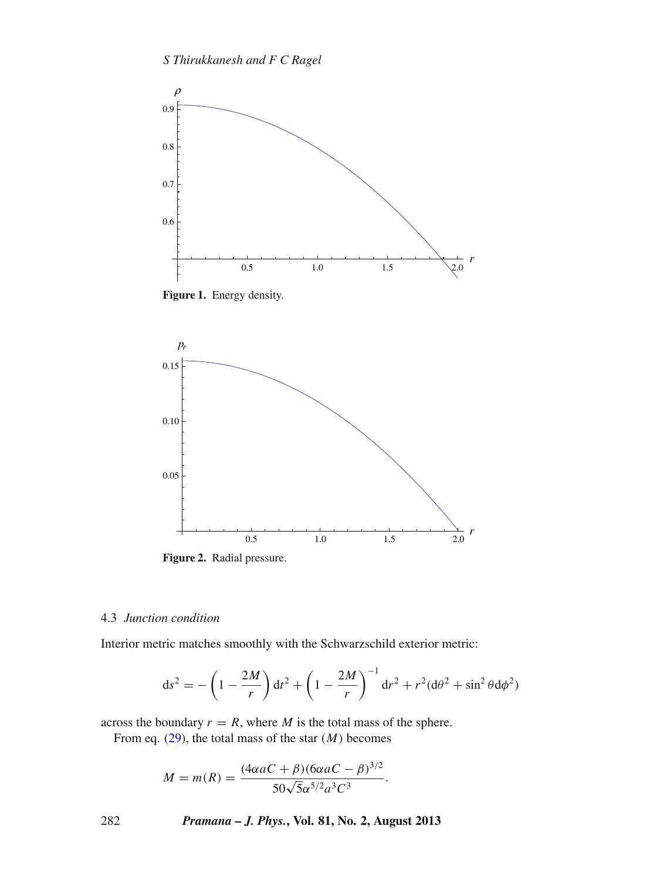**Figure 1.** Energy density.

**Figure 2.** Radial pressure.

### 4.3 *Junction condition*

Interior metric matches smoothly with the Schwarzschild exterior metric:

$$\mathrm{d}s^2 = -\left(1 - \frac{2M}{r}\right)\mathrm{d}t^2 + \left(1 - \frac{2M}{r}\right)^{-1}\mathrm{d}r^2 + r^2(\mathrm{d}\theta^2 + \sin^2\theta\,\mathrm{d}\phi^2)$$

across the boundary $r = R$, where $M$ is the total mass of the sphere.

From eq. (29), the total mass of the star ($M$) becomes

$$M = m(R) = \frac{(4\alpha aC + \beta)(6\alpha aC - \beta)^{3/2}}{50\sqrt{5}\alpha^{5/2}a^3C^3}.$$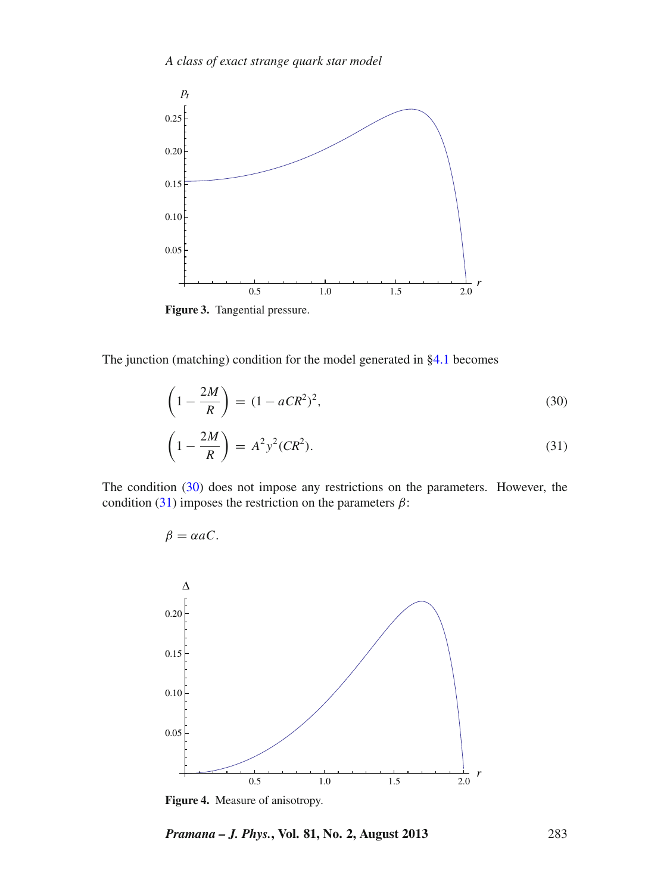Figure 3. Tangential pressure.

The junction (matching) condition for the model generated in §4.1 becomes

$$\left(1 - \frac{2M}{R}\right) = (1 - aCR^2)^2, \tag{30}$$

$$\left(1 - \frac{2M}{R}\right) = A^2 y^2(CR^2). \tag{31}$$

The condition (30) does not impose any restrictions on the parameters. However, the condition (31) imposes the restriction on the parameters $\beta$:

$$\beta = \alpha a C.$$

Figure 4. Measure of anisotropy.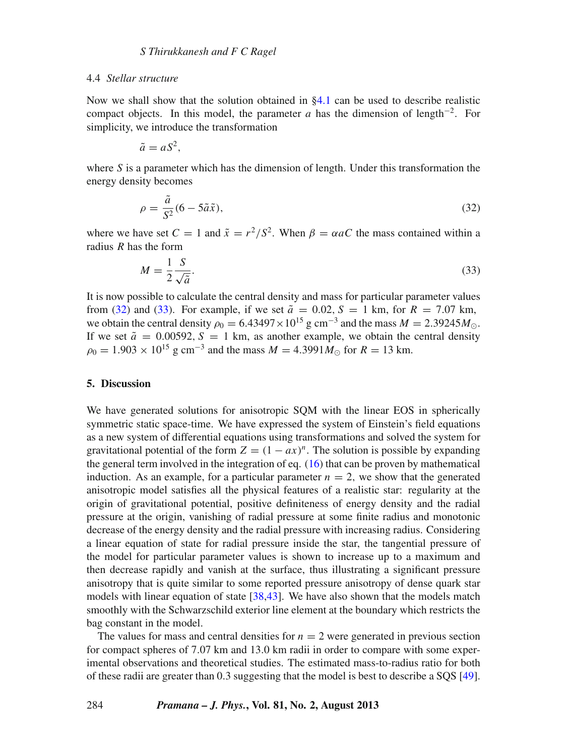### 4.4 *Stellar structure*

Now we shall show that the solution obtained in §4.1 can be used to describe realistic compact objects. In this model, the parameter $a$ has the dimension of length$^{-2}$. For simplicity, we introduce the transformation

$$\tilde{a} = aS^2,$$

where $S$ is a parameter which has the dimension of length. Under this transformation the energy density becomes

$$\rho = \frac{\tilde{a}}{S^2}(6 - 5\tilde{a}\tilde{x}), \tag{32}$$

where we have set $C = 1$ and $\tilde{x} = r^2/S^2$. When $\beta = \alpha a C$ the mass contained within a radius $R$ has the form

$$M = \frac{1}{2}\frac{S}{\sqrt{\tilde{a}}}. \tag{33}$$

It is now possible to calculate the central density and mass for particular parameter values from (32) and (33). For example, if we set $\tilde{a} = 0.02$, $S = 1$ km, for $R = 7.07$ km, we obtain the central density $\rho_0 = 6.43497 \times 10^{15}$ g cm$^{-3}$ and the mass $M = 2.39245 M_{\odot}$. If we set $\tilde{a} = 0.00592$, $S = 1$ km, as another example, we obtain the central density $\rho_0 = 1.903 \times 10^{15}$ g cm$^{-3}$ and the mass $M = 4.3991 M_{\odot}$ for $R = 13$ km.

## 5. Discussion

We have generated solutions for anisotropic SQM with the linear EOS in spherically symmetric static space-time. We have expressed the system of Einstein's field equations as a new system of differential equations using transformations and solved the system for gravitational potential of the form $Z = (1 - ax)^n$. The solution is possible by expanding the general term involved in the integration of eq. (16) that can be proven by mathematical induction. As an example, for a particular parameter $n = 2$, we show that the generated anisotropic model satisfies all the physical features of a realistic star: regularity at the origin of gravitational potential, positive definiteness of energy density and the radial pressure at the origin, vanishing of radial pressure at some finite radius and monotonic decrease of the energy density and the radial pressure with increasing radius. Considering a linear equation of state for radial pressure inside the star, the tangential pressure of the model for particular parameter values is shown to increase up to a maximum and then decrease rapidly and vanish at the surface, thus illustrating a significant pressure anisotropy that is quite similar to some reported pressure anisotropy of dense quark star models with linear equation of state [38,43]. We have also shown that the models match smoothly with the Schwarzschild exterior line element at the boundary which restricts the bag constant in the model.

The values for mass and central densities for $n = 2$ were generated in previous section for compact spheres of 7.07 km and 13.0 km radii in order to compare with some experimental observations and theoretical studies. The estimated mass-to-radius ratio for both of these radii are greater than 0.3 suggesting that the model is best to describe a SQS [49].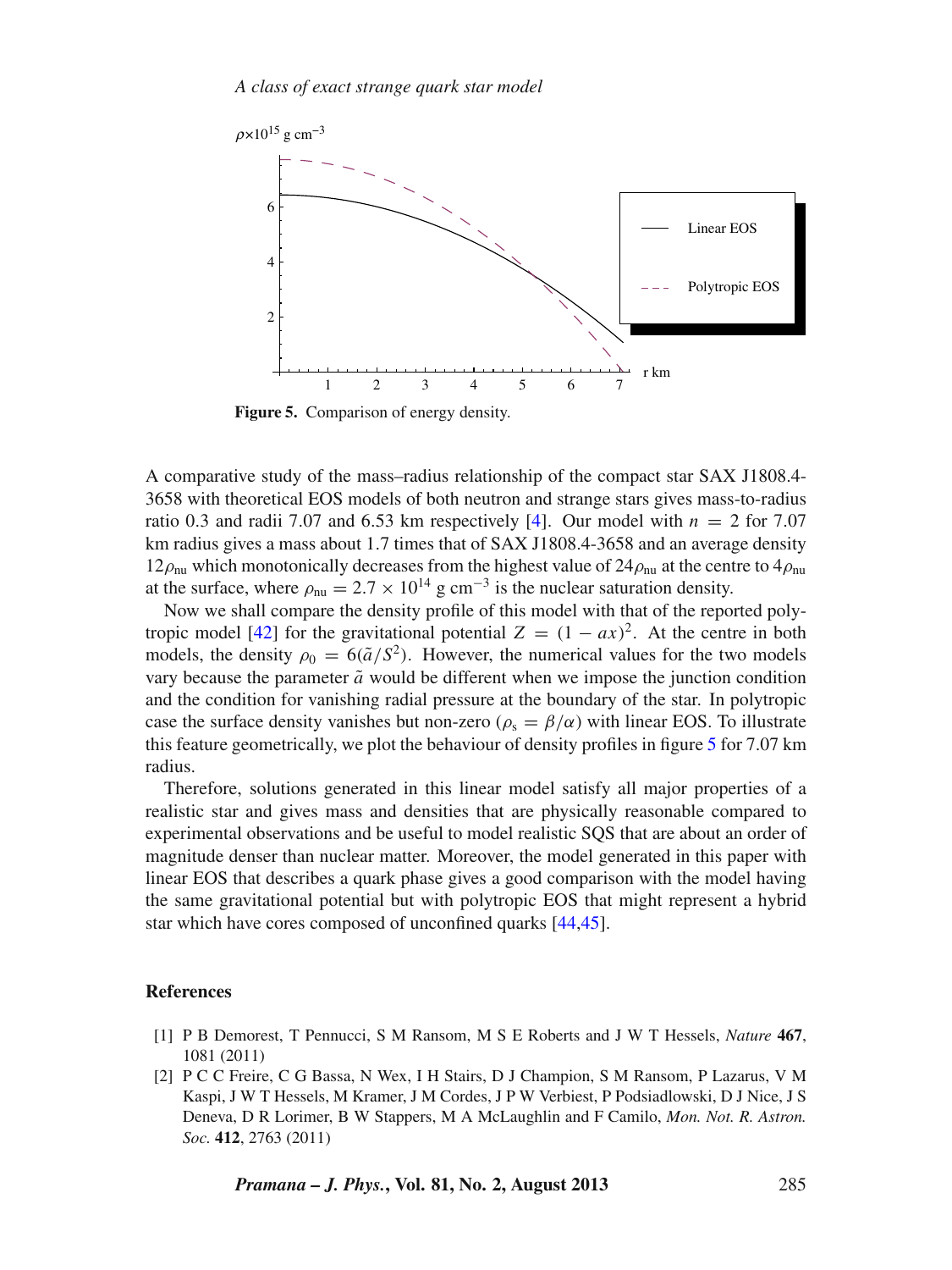Figure 5. Comparison of energy density.

A comparative study of the mass–radius relationship of the compact star SAX J1808.4-3658 with theoretical EOS models of both neutron and strange stars gives mass-to-radius ratio 0.3 and radii 7.07 and 6.53 km respectively [4]. Our model with $n = 2$ for 7.07 km radius gives a mass about 1.7 times that of SAX J1808.4-3658 and an average density $12\rho_{\text{nu}}$ which monotonically decreases from the highest value of $24\rho_{\text{nu}}$ at the centre to $4\rho_{\text{nu}}$ at the surface, where $\rho_{\text{nu}} = 2.7 \times 10^{14}$ g cm$^{-3}$ is the nuclear saturation density.

Now we shall compare the density profile of this model with that of the reported polytropic model [42] for the gravitational potential $Z = (1 - ax)^2$. At the centre in both models, the density $\rho_0 = 6(\tilde{a}/S^2)$. However, the numerical values for the two models vary because the parameter $\tilde{a}$ would be different when we impose the junction condition and the condition for vanishing radial pressure at the boundary of the star. In polytropic case the surface density vanishes but non-zero ($\rho_s = \beta/\alpha$) with linear EOS. To illustrate this feature geometrically, we plot the behaviour of density profiles in figure 5 for 7.07 km radius.

Therefore, solutions generated in this linear model satisfy all major properties of a realistic star and gives mass and densities that are physically reasonable compared to experimental observations and be useful to model realistic SQS that are about an order of magnitude denser than nuclear matter. Moreover, the model generated in this paper with linear EOS that describes a quark phase gives a good comparison with the model having the same gravitational potential but with polytropic EOS that might represent a hybrid star which have cores composed of unconfined quarks [44,45].

## References

[1] P B Demorest, T Pennucci, S M Ransom, M S E Roberts and J W T Hessels, *Nature* **467**, 1081 (2011)

[2] P C C Freire, C G Bassa, N Wex, I H Stairs, D J Champion, S M Ransom, P Lazarus, V M Kaspi, J W T Hessels, M Kramer, J M Cordes, J P W Verbiest, P Podsiadlowski, D J Nice, J S Deneva, D R Lorimer, B W Stappers, M A McLaughlin and F Camilo, *Mon. Not. R. Astron. Soc.* **412**, 2763 (2011)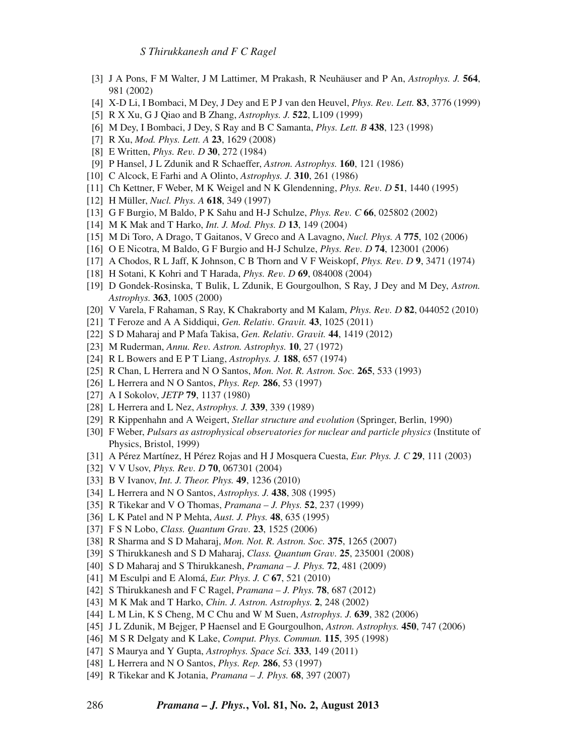- [3] J A Pons, F M Walter, J M Lattimer, M Prakash, R Neuhäuser and P An, *Astrophys. J.* **564**, 981 (2002)
- [4] X-D Li, I Bombaci, M Dey, J Dey and E P J van den Heuvel, *Phys. Rev. Lett.* **83**, 3776 (1999)
- [5] R X Xu, G J Qiao and B Zhang, *Astrophys. J.* **522**, L109 (1999)
- [6] M Dey, I Bombaci, J Dey, S Ray and B C Samanta, *Phys. Lett. B* **438**, 123 (1998)
- [7] R Xu, *Mod. Phys. Lett. A* **23**, 1629 (2008)
- [8] E Written, *Phys. Rev. D* **30**, 272 (1984)
- [9] P Hansel, J L Zdunik and R Schaeffer, *Astron. Astrophys.* **160**, 121 (1986)
- [10] C Alcock, E Farhi and A Olinto, *Astrophys. J.* **310**, 261 (1986)
- [11] Ch Kettner, F Weber, M K Weigel and N K Glendenning, *Phys. Rev. D* **51**, 1440 (1995)
- [12] H Müller, *Nucl. Phys. A* **618**, 349 (1997)
- [13] G F Burgio, M Baldo, P K Sahu and H-J Schulze, *Phys. Rev. C* **66**, 025802 (2002)
- [14] M K Mak and T Harko, *Int. J. Mod. Phys. D* **13**, 149 (2004)
- [15] M Di Toro, A Drago, T Gaitanos, V Greco and A Lavagno, *Nucl. Phys. A* **775**, 102 (2006)
- [16] O E Nicotra, M Baldo, G F Burgio and H-J Schulze, *Phys. Rev. D* **74**, 123001 (2006)
- [17] A Chodos, R L Jaff, K Johnson, C B Thorn and V F Weiskopf, *Phys. Rev. D* **9**, 3471 (1974)
- [18] H Sotani, K Kohri and T Harada, *Phys. Rev. D* **69**, 084008 (2004)
- [19] D Gondek-Rosinska, T Bulik, L Zdunik, E Gourgoulhon, S Ray, J Dey and M Dey, *Astron. Astrophys.* **363**, 1005 (2000)
- [20] V Varela, F Rahaman, S Ray, K Chakraborty and M Kalam, *Phys. Rev. D* **82**, 044052 (2010)
- [21] T Feroze and A A Siddiqui, *Gen. Relativ. Gravit.* **43**, 1025 (2011)
- [22] S D Maharaj and P Mafa Takisa, *Gen. Relativ. Gravit.* **44**, 1419 (2012)
- [23] M Ruderman, *Annu. Rev. Astron. Astrophys.* **10**, 27 (1972)
- [24] R L Bowers and E P T Liang, *Astrophys. J.* **188**, 657 (1974)
- [25] R Chan, L Herrera and N O Santos, *Mon. Not. R. Astron. Soc.* **265**, 533 (1993)
- [26] L Herrera and N O Santos, *Phys. Rep.* **286**, 53 (1997)
- [27] A I Sokolov, *JETP* **79**, 1137 (1980)
- [28] L Herrera and L Nez, *Astrophys. J.* **339**, 339 (1989)
- [29] R Kippenhahn and A Weigert, *Stellar structure and evolution* (Springer, Berlin, 1990)
- [30] F Weber, *Pulsars as astrophysical observatories for nuclear and particle physics* (Institute of Physics, Bristol, 1999)
- [31] A Pérez Martínez, H Pérez Rojas and H J Mosquera Cuesta, *Eur. Phys. J. C* **29**, 111 (2003)
- [32] V V Usov, *Phys. Rev. D* **70**, 067301 (2004)
- [33] B V Ivanov, *Int. J. Theor. Phys.* **49**, 1236 (2010)
- [34] L Herrera and N O Santos, *Astrophys. J.* **438**, 308 (1995)
- [35] R Tikekar and V O Thomas, *Pramana – J. Phys.* **52**, 237 (1999)
- [36] L K Patel and N P Mehta, *Aust. J. Phys.* **48**, 635 (1995)
- [37] F S N Lobo, *Class. Quantum Grav.* **23**, 1525 (2006)
- [38] R Sharma and S D Maharaj, *Mon. Not. R. Astron. Soc.* **375**, 1265 (2007)
- [39] S Thirukkanesh and S D Maharaj, *Class. Quantum Grav.* **25**, 235001 (2008)
- [40] S D Maharaj and S Thirukkanesh, *Pramana – J. Phys.* **72**, 481 (2009)
- [41] M Esculpi and E Alomá, *Eur. Phys. J. C* **67**, 521 (2010)
- [42] S Thirukkanesh and F C Ragel, *Pramana – J. Phys.* **78**, 687 (2012)
- [43] M K Mak and T Harko, *Chin. J. Astron. Astrophys.* **2**, 248 (2002)
- [44] L M Lin, K S Cheng, M C Chu and W M Suen, *Astrophys. J.* **639**, 382 (2006)
- [45] J L Zdunik, M Bejger, P Haensel and E Gourgoulhon, *Astron. Astrophys.* **450**, 747 (2006)
- [46] M S R Delgaty and K Lake, *Comput. Phys. Commun.* **115**, 395 (1998)
- [47] S Maurya and Y Gupta, *Astrophys. Space Sci.* **333**, 149 (2011)
- [48] L Herrera and N O Santos, *Phys. Rep.* **286**, 53 (1997)
- [49] R Tikekar and K Jotania, *Pramana – J. Phys.* **68**, 397 (2007)